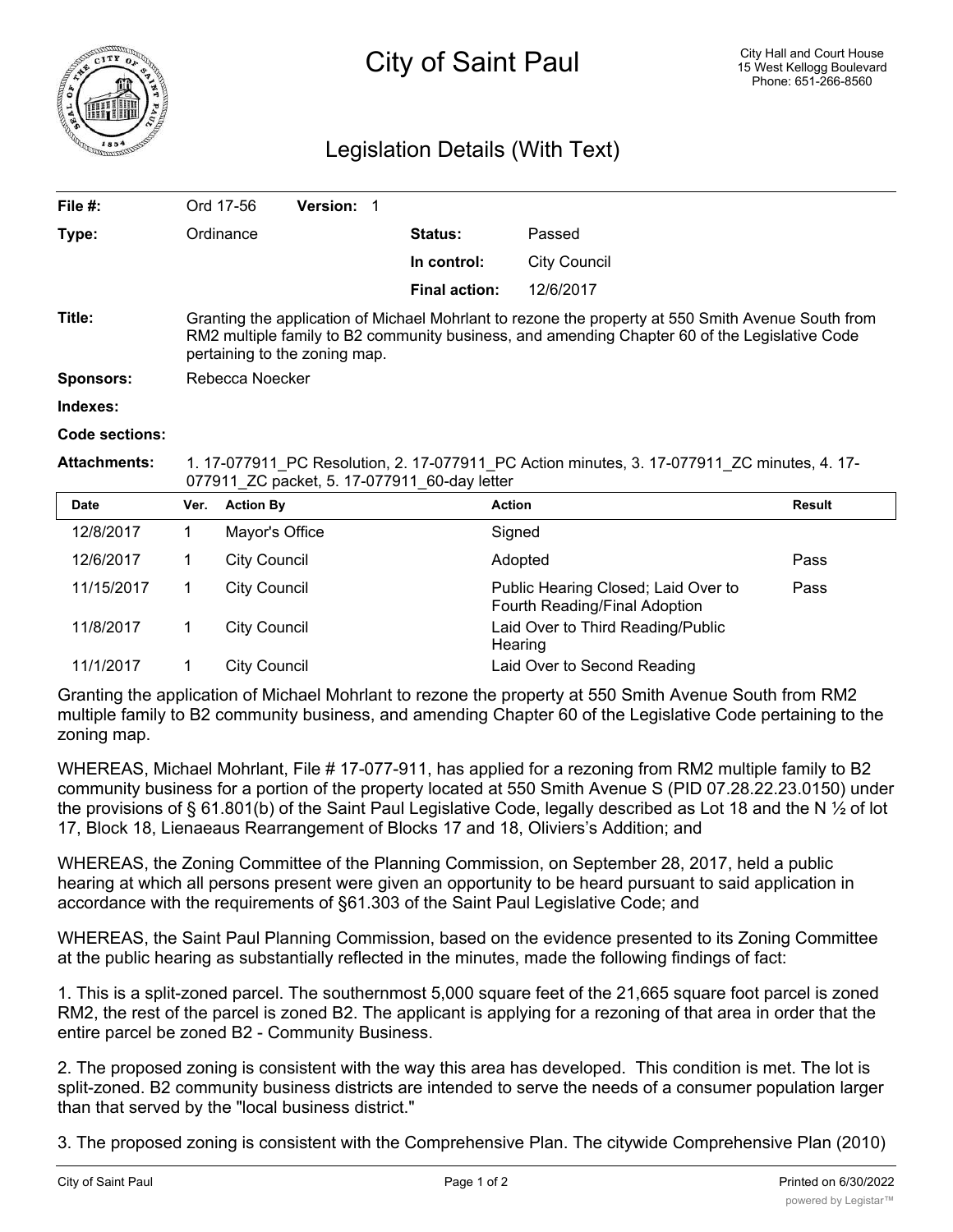# City of Saint Paul

City Hall and Court House
15 West Kellogg Boulevard
Phone: 651-266-8560

## Legislation Details (With Text)

| | | | |
|---|---|---|---|
| **File #:** | Ord 17-56 **Version:** 1 | | |
| **Type:** | Ordinance | **Status:** | Passed |
| | | **In control:** | City Council |
| | | **Final action:** | 12/6/2017 |

**Title:** Granting the application of Michael Mohrlant to rezone the property at 550 Smith Avenue South from RM2 multiple family to B2 community business, and amending Chapter 60 of the Legislative Code pertaining to the zoning map.

**Sponsors:** Rebecca Noecker

**Indexes:**

**Code sections:**

**Attachments:** 1. 17-077911_PC Resolution, 2. 17-077911_PC Action minutes, 3. 17-077911_ZC minutes, 4. 17-077911_ZC packet, 5. 17-077911_60-day letter

| Date | Ver. | Action By | Action | Result |
|---|---|---|---|---|
| 12/8/2017 | 1 | Mayor's Office | Signed | |
| 12/6/2017 | 1 | City Council | Adopted | Pass |
| 11/15/2017 | 1 | City Council | Public Hearing Closed; Laid Over to Fourth Reading/Final Adoption | Pass |
| 11/8/2017 | 1 | City Council | Laid Over to Third Reading/Public Hearing | |
| 11/1/2017 | 1 | City Council | Laid Over to Second Reading | |

Granting the application of Michael Mohrlant to rezone the property at 550 Smith Avenue South from RM2 multiple family to B2 community business, and amending Chapter 60 of the Legislative Code pertaining to the zoning map.

WHEREAS, Michael Mohrlant, File # 17-077-911, has applied for a rezoning from RM2 multiple family to B2 community business for a portion of the property located at 550 Smith Avenue S (PID 07.28.22.23.0150) under the provisions of § 61.801(b) of the Saint Paul Legislative Code, legally described as Lot 18 and the N ½ of lot 17, Block 18, Lienaeaus Rearrangement of Blocks 17 and 18, Oliviers's Addition; and

WHEREAS, the Zoning Committee of the Planning Commission, on September 28, 2017, held a public hearing at which all persons present were given an opportunity to be heard pursuant to said application in accordance with the requirements of §61.303 of the Saint Paul Legislative Code; and

WHEREAS, the Saint Paul Planning Commission, based on the evidence presented to its Zoning Committee at the public hearing as substantially reflected in the minutes, made the following findings of fact:

1. This is a split-zoned parcel. The southernmost 5,000 square feet of the 21,665 square foot parcel is zoned RM2, the rest of the parcel is zoned B2. The applicant is applying for a rezoning of that area in order that the entire parcel be zoned B2 - Community Business.

2. The proposed zoning is consistent with the way this area has developed. This condition is met. The lot is split-zoned. B2 community business districts are intended to serve the needs of a consumer population larger than that served by the "local business district."

3. The proposed zoning is consistent with the Comprehensive Plan. The citywide Comprehensive Plan (2010)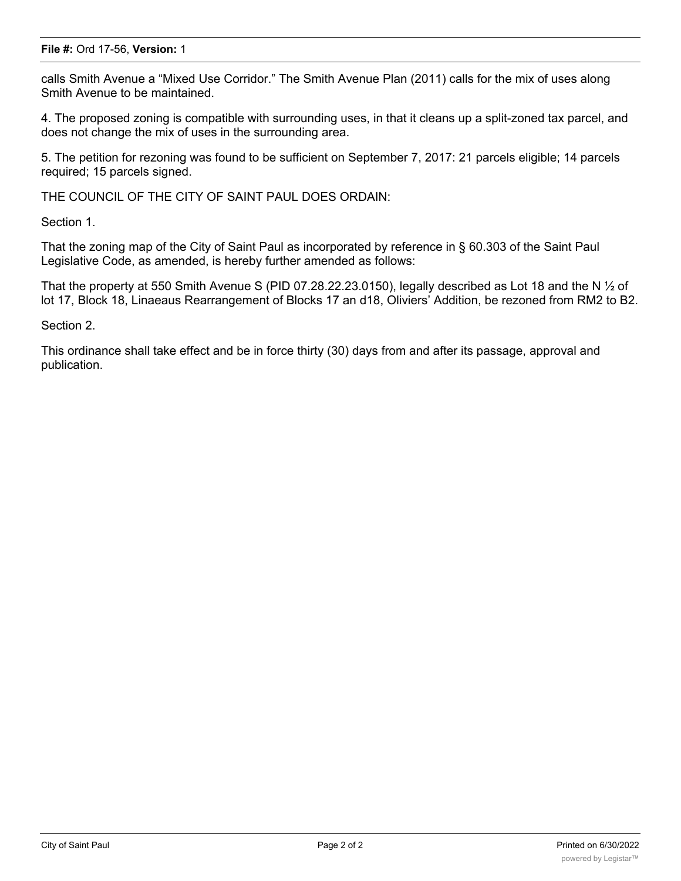calls Smith Avenue a “Mixed Use Corridor.” The Smith Avenue Plan (2011) calls for the mix of uses along Smith Avenue to be maintained.

4. The proposed zoning is compatible with surrounding uses, in that it cleans up a split-zoned tax parcel, and does not change the mix of uses in the surrounding area.

5. The petition for rezoning was found to be sufficient on September 7, 2017: 21 parcels eligible; 14 parcels required; 15 parcels signed.

THE COUNCIL OF THE CITY OF SAINT PAUL DOES ORDAIN:

Section 1.

That the zoning map of the City of Saint Paul as incorporated by reference in § 60.303 of the Saint Paul Legislative Code, as amended, is hereby further amended as follows:

That the property at 550 Smith Avenue S (PID 07.28.22.23.0150), legally described as Lot 18 and the N ½ of lot 17, Block 18, Linaeaus Rearrangement of Blocks 17 an d18, Oliviers’ Addition, be rezoned from RM2 to B2.

Section 2.

This ordinance shall take effect and be in force thirty (30) days from and after its passage, approval and publication.